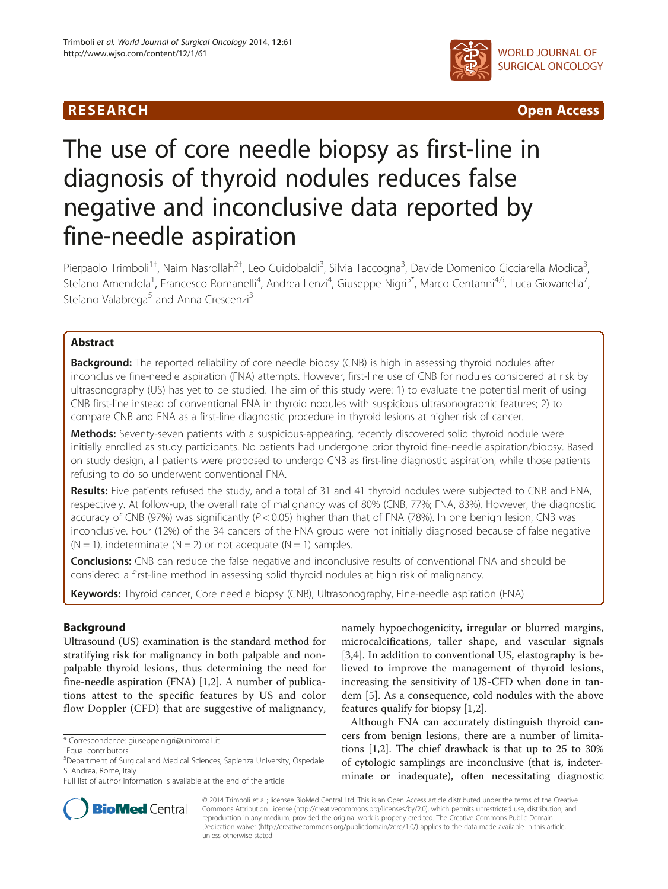RESEARCH Open Access

# The use of core needle biopsy as first-line in diagnosis of thyroid nodules reduces false negative and inconclusive data reported by fine-needle aspiration

Pierpaolo Trimboli[1†], Naim Nasrollah[2†], Leo Guidobaldi[3], Silvia Taccogna[3], Davide Domenico Cicciarella Modica[3], Stefano Amendola[1], Francesco Romanelli[4], Andrea Lenzi[4], Giuseppe Nigri[5*], Marco Centanni[4,6], Luca Giovanella[7], Stefano Valabrega[5] and Anna Crescenzi[3]

## Abstract

**Background:** The reported reliability of core needle biopsy (CNB) is high in assessing thyroid nodules after inconclusive fine-needle aspiration (FNA) attempts. However, first-line use of CNB for nodules considered at risk by ultrasonography (US) has yet to be studied. The aim of this study were: 1) to evaluate the potential merit of using CNB first-line instead of conventional FNA in thyroid nodules with suspicious ultrasonographic features; 2) to compare CNB and FNA as a first-line diagnostic procedure in thyroid lesions at higher risk of cancer.

**Methods:** Seventy-seven patients with a suspicious-appearing, recently discovered solid thyroid nodule were initially enrolled as study participants. No patients had undergone prior thyroid fine-needle aspiration/biopsy. Based on study design, all patients were proposed to undergo CNB as first-line diagnostic aspiration, while those patients refusing to do so underwent conventional FNA.

**Results:** Five patients refused the study, and a total of 31 and 41 thyroid nodules were subjected to CNB and FNA, respectively. At follow-up, the overall rate of malignancy was of 80% (CNB, 77%; FNA, 83%). However, the diagnostic accuracy of CNB (97%) was significantly ($P < 0.05$) higher than that of FNA (78%). In one benign lesion, CNB was inconclusive. Four (12%) of the 34 cancers of the FNA group were not initially diagnosed because of false negative (N = 1), indeterminate (N = 2) or not adequate (N = 1) samples.

**Conclusions:** CNB can reduce the false negative and inconclusive results of conventional FNA and should be considered a first-line method in assessing solid thyroid nodules at high risk of malignancy.

**Keywords:** Thyroid cancer, Core needle biopsy (CNB), Ultrasonography, Fine-needle aspiration (FNA)

## Background

Ultrasound (US) examination is the standard method for stratifying risk for malignancy in both palpable and non-palpable thyroid lesions, thus determining the need for fine-needle aspiration (FNA) [1,2]. A number of publications attest to the specific features by US and color flow Doppler (CFD) that are suggestive of malignancy, namely hypoechogenicity, irregular or blurred margins, microcalcifications, taller shape, and vascular signals [3,4]. In addition to conventional US, elastography is believed to improve the management of thyroid lesions, increasing the sensitivity of US-CFD when done in tandem [5]. As a consequence, cold nodules with the above features qualify for biopsy [1,2].

Although FNA can accurately distinguish thyroid cancers from benign lesions, there are a number of limitations [1,2]. The chief drawback is that up to 25 to 30% of cytologic samplings are inconclusive (that is, indeterminate or inadequate), often necessitating diagnostic

\* Correspondence: giuseppe.nigri@uniroma1.it
†Equal contributors
[5]Department of Surgical and Medical Sciences, Sapienza University, Ospedale S. Andrea, Rome, Italy
Full list of author information is available at the end of the article

© 2014 Trimboli et al.; licensee BioMed Central Ltd. This is an Open Access article distributed under the terms of the Creative Commons Attribution License (http://creativecommons.org/licenses/by/2.0), which permits unrestricted use, distribution, and reproduction in any medium, provided the original work is properly credited. The Creative Commons Public Domain Dedication waiver (http://creativecommons.org/publicdomain/zero/1.0/) applies to the data made available in this article, unless otherwise stated.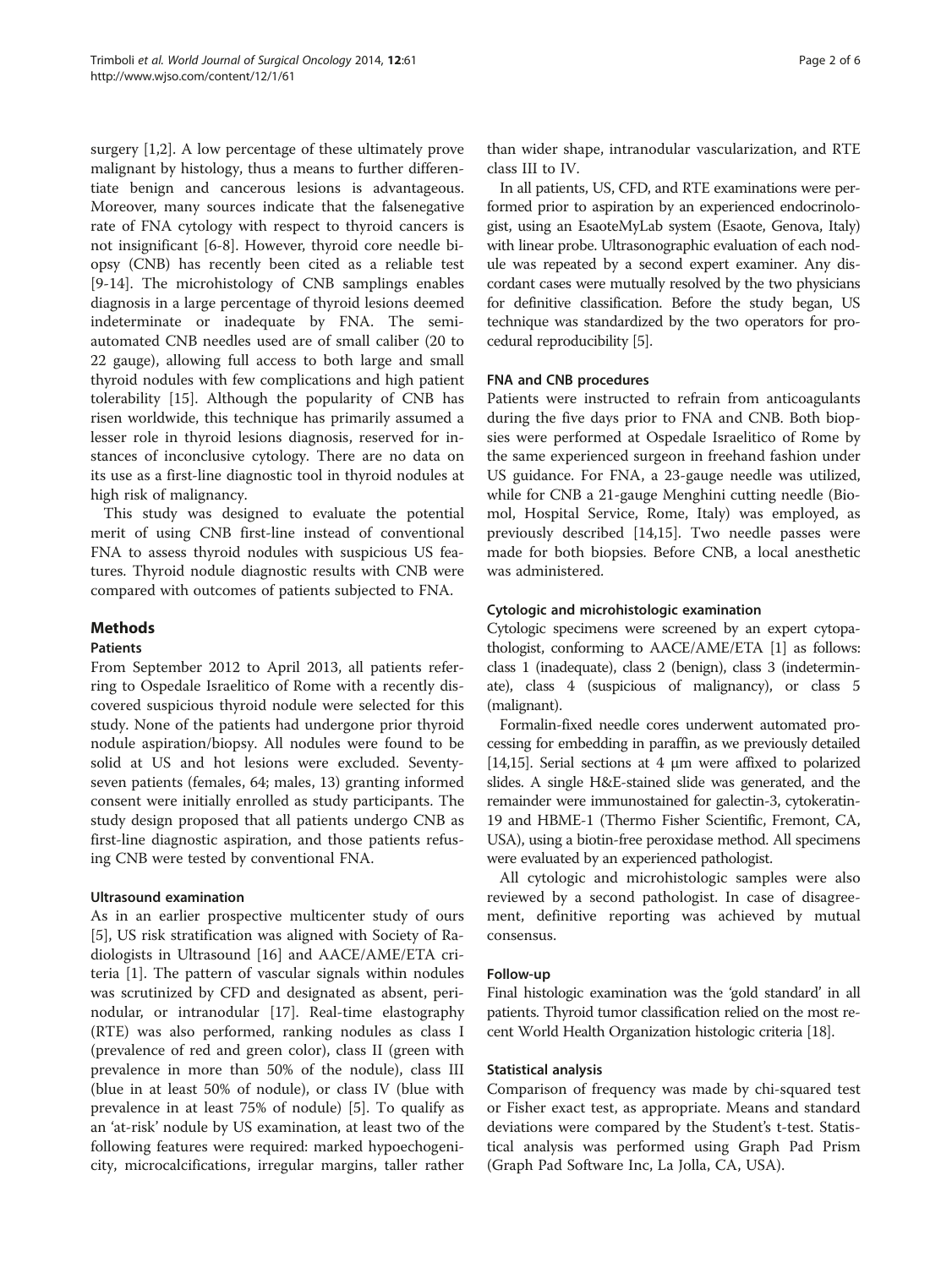surgery [1,2]. A low percentage of these ultimately prove malignant by histology, thus a means to further differentiate benign and cancerous lesions is advantageous. Moreover, many sources indicate that the falsenegative rate of FNA cytology with respect to thyroid cancers is not insignificant [6-8]. However, thyroid core needle biopsy (CNB) has recently been cited as a reliable test [9-14]. The microhistology of CNB samplings enables diagnosis in a large percentage of thyroid lesions deemed indeterminate or inadequate by FNA. The semi-automated CNB needles used are of small caliber (20 to 22 gauge), allowing full access to both large and small thyroid nodules with few complications and high patient tolerability [15]. Although the popularity of CNB has risen worldwide, this technique has primarily assumed a lesser role in thyroid lesions diagnosis, reserved for instances of inconclusive cytology. There are no data on its use as a first-line diagnostic tool in thyroid nodules at high risk of malignancy.

This study was designed to evaluate the potential merit of using CNB first-line instead of conventional FNA to assess thyroid nodules with suspicious US features. Thyroid nodule diagnostic results with CNB were compared with outcomes of patients subjected to FNA.

## Methods

### Patients

From September 2012 to April 2013, all patients referring to Ospedale Israelitico of Rome with a recently discovered suspicious thyroid nodule were selected for this study. None of the patients had undergone prior thyroid nodule aspiration/biopsy. All nodules were found to be solid at US and hot lesions were excluded. Seventy-seven patients (females, 64; males, 13) granting informed consent were initially enrolled as study participants. The study design proposed that all patients undergo CNB as first-line diagnostic aspiration, and those patients refusing CNB were tested by conventional FNA.

### Ultrasound examination

As in an earlier prospective multicenter study of ours [5], US risk stratification was aligned with Society of Radiologists in Ultrasound [16] and AACE/AME/ETA criteria [1]. The pattern of vascular signals within nodules was scrutinized by CFD and designated as absent, perinodular, or intranodular [17]. Real-time elastography (RTE) was also performed, ranking nodules as class I (prevalence of red and green color), class II (green with prevalence in more than 50% of the nodule), class III (blue in at least 50% of nodule), or class IV (blue with prevalence in at least 75% of nodule) [5]. To qualify as an 'at-risk' nodule by US examination, at least two of the following features were required: marked hypoechogenicity, microcalcifications, irregular margins, taller rather than wider shape, intranodular vascularization, and RTE class III to IV.

In all patients, US, CFD, and RTE examinations were performed prior to aspiration by an experienced endocrinologist, using an EsaoteMyLab system (Esaote, Genova, Italy) with linear probe. Ultrasonographic evaluation of each nodule was repeated by a second expert examiner. Any discordant cases were mutually resolved by the two physicians for definitive classification. Before the study began, US technique was standardized by the two operators for procedural reproducibility [5].

### FNA and CNB procedures

Patients were instructed to refrain from anticoagulants during the five days prior to FNA and CNB. Both biopsies were performed at Ospedale Israelitico of Rome by the same experienced surgeon in freehand fashion under US guidance. For FNA, a 23-gauge needle was utilized, while for CNB a 21-gauge Menghini cutting needle (Biomol, Hospital Service, Rome, Italy) was employed, as previously described [14,15]. Two needle passes were made for both biopsies. Before CNB, a local anesthetic was administered.

### Cytologic and microhistologic examination

Cytologic specimens were screened by an expert cytopathologist, conforming to AACE/AME/ETA [1] as follows: class 1 (inadequate), class 2 (benign), class 3 (indeterminate), class 4 (suspicious of malignancy), or class 5 (malignant).

Formalin-fixed needle cores underwent automated processing for embedding in paraffin, as we previously detailed [14,15]. Serial sections at 4 μm were affixed to polarized slides. A single H&E-stained slide was generated, and the remainder were immunostained for galectin-3, cytokeratin-19 and HBME-1 (Thermo Fisher Scientific, Fremont, CA, USA), using a biotin-free peroxidase method. All specimens were evaluated by an experienced pathologist.

All cytologic and microhistologic samples were also reviewed by a second pathologist. In case of disagreement, definitive reporting was achieved by mutual consensus.

### Follow-up

Final histologic examination was the 'gold standard' in all patients. Thyroid tumor classification relied on the most recent World Health Organization histologic criteria [18].

### Statistical analysis

Comparison of frequency was made by chi-squared test or Fisher exact test, as appropriate. Means and standard deviations were compared by the Student's t-test. Statistical analysis was performed using Graph Pad Prism (Graph Pad Software Inc, La Jolla, CA, USA).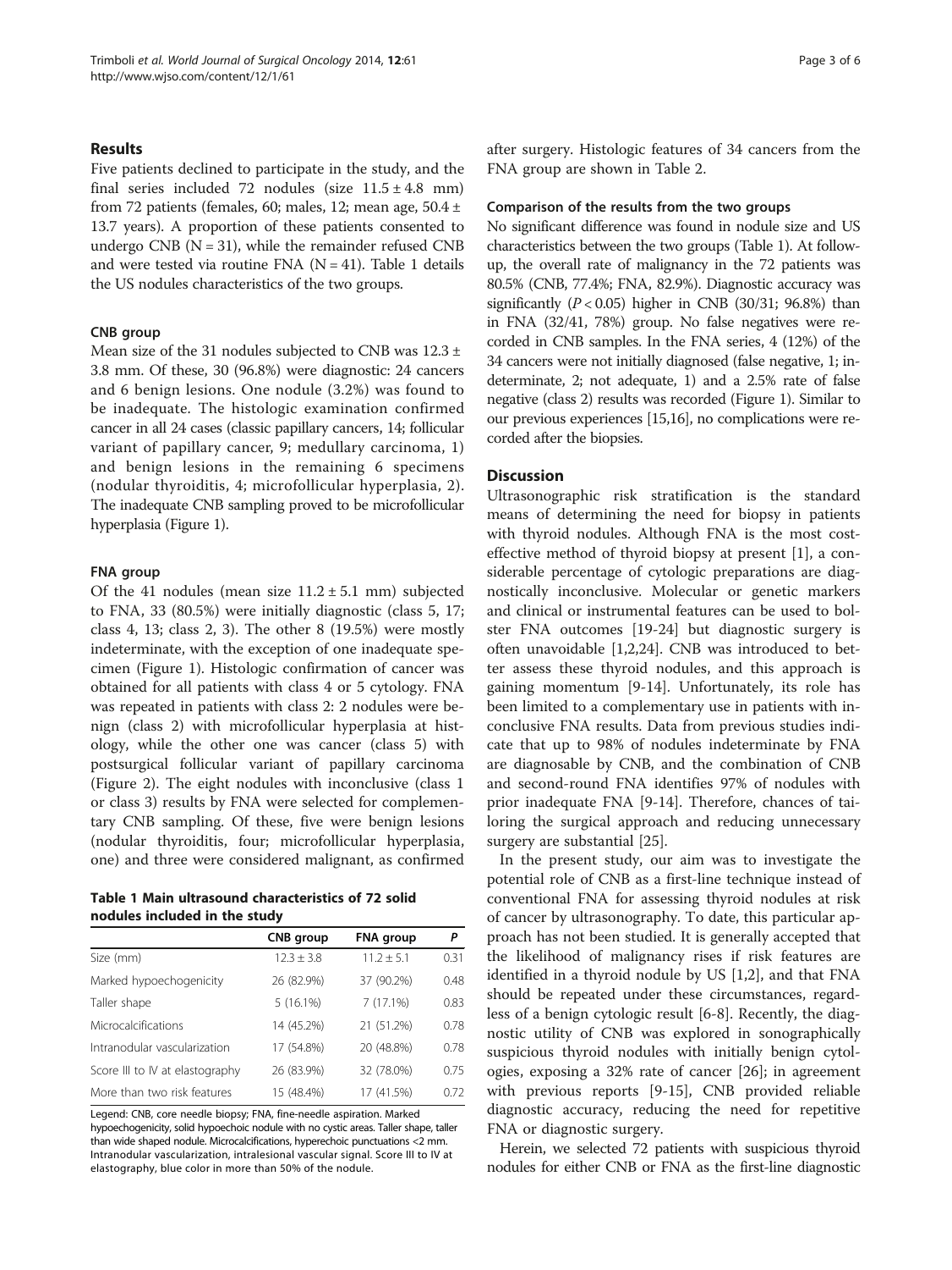## Results

Five patients declined to participate in the study, and the final series included 72 nodules (size $11.5 \pm 4.8$ mm) from 72 patients (females, 60; males, 12; mean age, $50.4 \pm 13.7$ years). A proportion of these patients consented to undergo CNB ($N = 31$), while the remainder refused CNB and were tested via routine FNA ($N = 41$). Table 1 details the US nodules characteristics of the two groups.

### CNB group

Mean size of the 31 nodules subjected to CNB was $12.3 \pm 3.8$ mm. Of these, 30 (96.8%) were diagnostic: 24 cancers and 6 benign lesions. One nodule (3.2%) was found to be inadequate. The histologic examination confirmed cancer in all 24 cases (classic papillary cancers, 14; follicular variant of papillary cancer, 9; medullary carcinoma, 1) and benign lesions in the remaining 6 specimens (nodular thyroiditis, 4; microfollicular hyperplasia, 2). The inadequate CNB sampling proved to be microfollicular hyperplasia (Figure 1).

### FNA group

Of the 41 nodules (mean size $11.2 \pm 5.1$ mm) subjected to FNA, 33 (80.5%) were initially diagnostic (class 5, 17; class 4, 13; class 2, 3). The other 8 (19.5%) were mostly indeterminate, with the exception of one inadequate specimen (Figure 1). Histologic confirmation of cancer was obtained for all patients with class 4 or 5 cytology. FNA was repeated in patients with class 2: 2 nodules were benign (class 2) with microfollicular hyperplasia at histology, while the other one was cancer (class 5) with postsurgical follicular variant of papillary carcinoma (Figure 2). The eight nodules with inconclusive (class 1 or class 3) results by FNA were selected for complementary CNB sampling. Of these, five were benign lesions (nodular thyroiditis, four; microfollicular hyperplasia, one) and three were considered malignant, as confirmed after surgery. Histologic features of 34 cancers from the FNA group are shown in Table 2.

**Table 1 Main ultrasound characteristics of 72 solid nodules included in the study**

| | CNB group | FNA group | P |
|---|---|---|---|
| Size (mm) | $12.3 \pm 3.8$ | $11.2 \pm 5.1$ | 0.31 |
| Marked hypoechogenicity | 26 (82.9%) | 37 (90.2%) | 0.48 |
| Taller shape | 5 (16.1%) | 7 (17.1%) | 0.83 |
| Microcalcifications | 14 (45.2%) | 21 (51.2%) | 0.78 |
| Intranodular vascularization | 17 (54.8%) | 20 (48.8%) | 0.78 |
| Score III to IV at elastography | 26 (83.9%) | 32 (78.0%) | 0.75 |
| More than two risk features | 15 (48.4%) | 17 (41.5%) | 0.72 |

Legend: CNB, core needle biopsy; FNA, fine-needle aspiration. Marked hypoechogenicity, solid hypoechoic nodule with no cystic areas. Taller shape, taller than wide shaped nodule. Microcalcifications, hyperechoic punctuations <2 mm. Intranodular vascularization, intralesional vascular signal. Score III to IV at elastography, blue color in more than 50% of the nodule.

### Comparison of the results from the two groups

No significant difference was found in nodule size and US characteristics between the two groups (Table 1). At follow-up, the overall rate of malignancy in the 72 patients was 80.5% (CNB, 77.4%; FNA, 82.9%). Diagnostic accuracy was significantly ($P < 0.05$) higher in CNB (30/31; 96.8%) than in FNA (32/41, 78%) group. No false negatives were recorded in CNB samples. In the FNA series, 4 (12%) of the 34 cancers were not initially diagnosed (false negative, 1; indeterminate, 2; not adequate, 1) and a 2.5% rate of false negative (class 2) results was recorded (Figure 1). Similar to our previous experiences [15,16], no complications were recorded after the biopsies.

## Discussion

Ultrasonographic risk stratification is the standard means of determining the need for biopsy in patients with thyroid nodules. Although FNA is the most cost-effective method of thyroid biopsy at present [1], a considerable percentage of cytologic preparations are diagnostically inconclusive. Molecular or genetic markers and clinical or instrumental features can be used to bolster FNA outcomes [19-24] but diagnostic surgery is often unavoidable [1,2,24]. CNB was introduced to better assess these thyroid nodules, and this approach is gaining momentum [9-14]. Unfortunately, its role has been limited to a complementary use in patients with inconclusive FNA results. Data from previous studies indicate that up to 98% of nodules indeterminate by FNA are diagnosable by CNB, and the combination of CNB and second-round FNA identifies 97% of nodules with prior inadequate FNA [9-14]. Therefore, chances of tailoring the surgical approach and reducing unnecessary surgery are substantial [25].

In the present study, our aim was to investigate the potential role of CNB as a first-line technique instead of conventional FNA for assessing thyroid nodules at risk of cancer by ultrasonography. To date, this particular approach has not been studied. It is generally accepted that the likelihood of malignancy rises if risk features are identified in a thyroid nodule by US [1,2], and that FNA should be repeated under these circumstances, regardless of a benign cytologic result [6-8]. Recently, the diagnostic utility of CNB was explored in sonographically suspicious thyroid nodules with initially benign cytologies, exposing a 32% rate of cancer [26]; in agreement with previous reports [9-15], CNB provided reliable diagnostic accuracy, reducing the need for repetitive FNA or diagnostic surgery.

Herein, we selected 72 patients with suspicious thyroid nodules for either CNB or FNA as the first-line diagnostic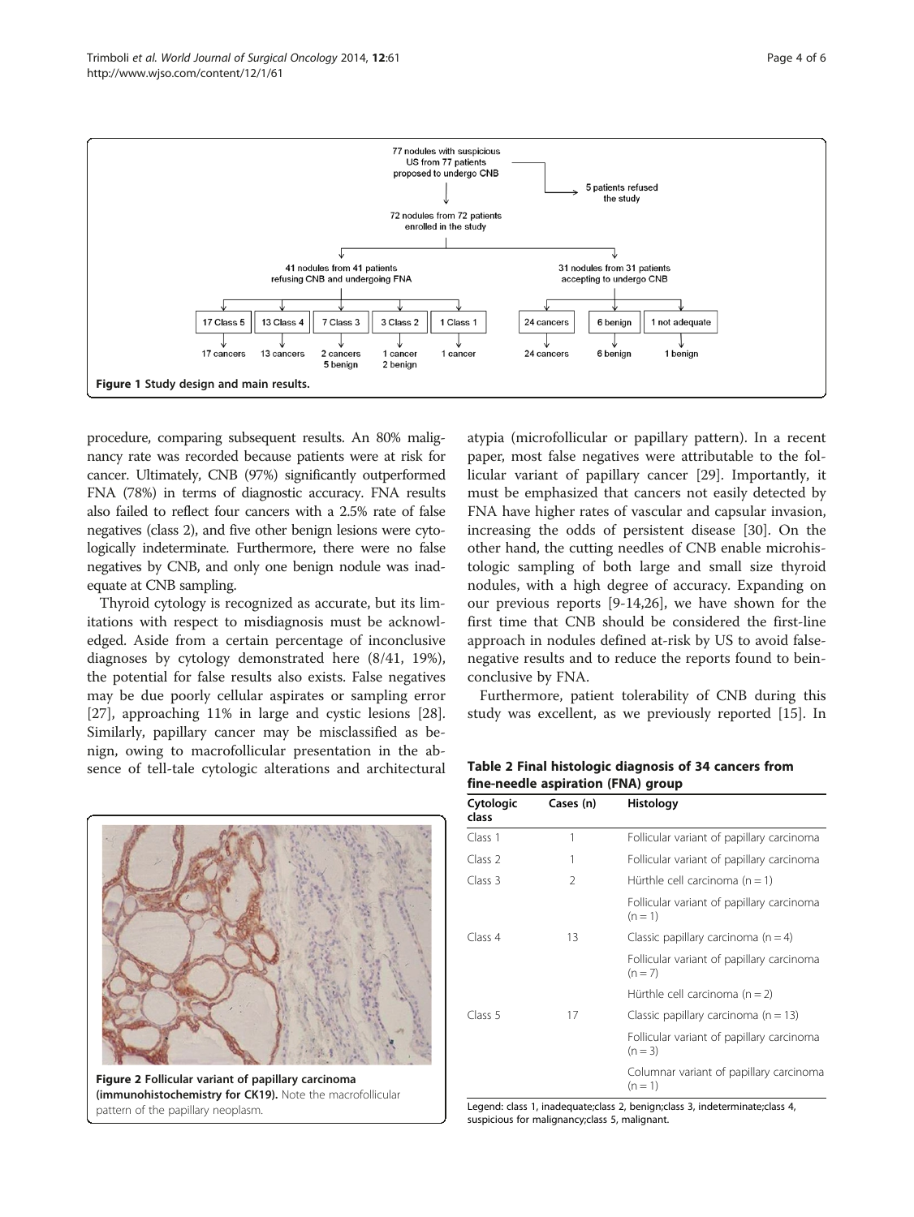Figure 1 Study design and main results.

procedure, comparing subsequent results. An 80% malignancy rate was recorded because patients were at risk for cancer. Ultimately, CNB (97%) significantly outperformed FNA (78%) in terms of diagnostic accuracy. FNA results also failed to reflect four cancers with a 2.5% rate of false negatives (class 2), and five other benign lesions were cytologically indeterminate. Furthermore, there were no false negatives by CNB, and only one benign nodule was inadequate at CNB sampling.

Thyroid cytology is recognized as accurate, but its limitations with respect to misdiagnosis must be acknowledged. Aside from a certain percentage of inconclusive diagnoses by cytology demonstrated here (8/41, 19%), the potential for false results also exists. False negatives may be due poorly cellular aspirates or sampling error [27], approaching 11% in large and cystic lesions [28]. Similarly, papillary cancer may be misclassified as benign, owing to macrofollicular presentation in the absence of tell-tale cytologic alterations and architectural atypia (microfollicular or papillary pattern). In a recent paper, most false negatives were attributable to the follicular variant of papillary cancer [29]. Importantly, it must be emphasized that cancers not easily detected by FNA have higher rates of vascular and capsular invasion, increasing the odds of persistent disease [30]. On the other hand, the cutting needles of CNB enable microhistologic sampling of both large and small size thyroid nodules, with a high degree of accuracy. Expanding on our previous reports [9-14,26], we have shown for the first time that CNB should be considered the first-line approach in nodules defined at-risk by US to avoid false-negative results and to reduce the reports found to beinconclusive by FNA.

Furthermore, patient tolerability of CNB during this study was excellent, as we previously reported [15]. In

**Table 2 Final histologic diagnosis of 34 cancers from fine-needle aspiration (FNA) group**

| Cytologic class | Cases (n) | Histology |
|---|---|---|
| Class 1 | 1 | Follicular variant of papillary carcinoma |
| Class 2 | 1 | Follicular variant of papillary carcinoma |
| Class 3 | 2 | Hürthle cell carcinoma (n = 1) |
| | | Follicular variant of papillary carcinoma (n = 1) |
| Class 4 | 13 | Classic papillary carcinoma (n = 4) |
| | | Follicular variant of papillary carcinoma (n = 7) |
| | | Hürthle cell carcinoma (n = 2) |
| Class 5 | 17 | Classic papillary carcinoma (n = 13) |
| | | Follicular variant of papillary carcinoma (n = 3) |
| | | Columnar variant of papillary carcinoma (n = 1) |

Legend: class 1, inadequate;class 2, benign;class 3, indeterminate;class 4, suspicious for malignancy;class 5, malignant.

**Figure 2 Follicular variant of papillary carcinoma (immunohistochemistry for CK19).** Note the macrofollicular pattern of the papillary neoplasm.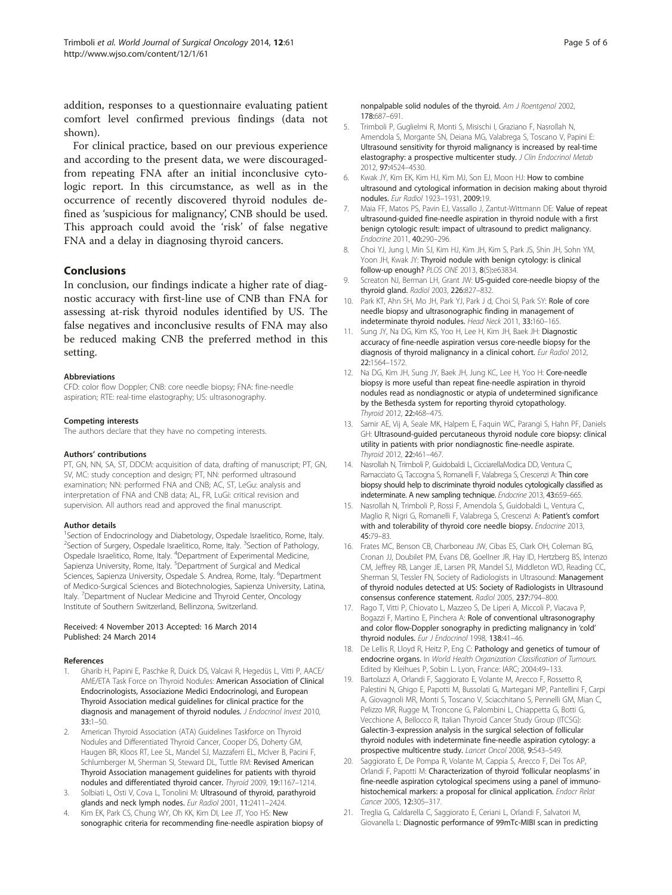addition, responses to a questionnaire evaluating patient comfort level confirmed previous findings (data not shown).

For clinical practice, based on our previous experience and according to the present data, we were discouragedfrom repeating FNA after an initial inconclusive cytologic report. In this circumstance, as well as in the occurrence of recently discovered thyroid nodules defined as 'suspicious for malignancy', CNB should be used. This approach could avoid the 'risk' of false negative FNA and a delay in diagnosing thyroid cancers.

## Conclusions

In conclusion, our findings indicate a higher rate of diagnostic accuracy with first-line use of CNB than FNA for assessing at-risk thyroid nodules identified by US. The false negatives and inconclusive results of FNA may also be reduced making CNB the preferred method in this setting.

#### Abbreviations

CFD: color flow Doppler; CNB: core needle biopsy; FNA: fine-needle aspiration; RTE: real-time elastography; US: ultrasonography.

#### Competing interests

The authors declare that they have no competing interests.

#### Authors' contributions

PT, GN, NN, SA, ST, DDCM: acquisition of data, drafting of manuscript; PT, GN, SV, MC: study conception and design; PT, NN: performed ultrasound examination; NN: performed FNA and CNB; AC, ST, LeGu: analysis and interpretation of FNA and CNB data; AL, FR, LuGi: critical revision and supervision. All authors read and approved the final manuscript.

#### Author details

[1]Section of Endocrinology and Diabetology, Ospedale Israelitico, Rome, Italy. [2]Section of Surgery, Ospedale Israelitico, Rome, Italy. [3]Section of Pathology, Ospedale Israelitico, Rome, Italy. [4]Department of Experimental Medicine, Sapienza University, Rome, Italy. [5]Department of Surgical and Medical Sciences, Sapienza University, Ospedale S. Andrea, Rome, Italy. [6]Department of Medico-Surgical Sciences and Biotechnologies, Sapienza University, Latina, Italy. [7]Department of Nuclear Medicine and Thyroid Center, Oncology Institute of Southern Switzerland, Bellinzona, Switzerland.

Received: 4 November 2013 Accepted: 16 March 2014
Published: 24 March 2014

#### References

1. Gharib H, Papini E, Paschke R, Duick DS, Valcavi R, Hegedüs L, Vitti P, AACE/AME/ETA Task Force on Thyroid Nodules: **American Association of Clinical Endocrinologists, Associazione Medici Endocrinologi, and European Thyroid Association medical guidelines for clinical practice for the diagnosis and management of thyroid nodules.** *J Endocrinol Invest* 2010, **33:**1–50.
2. American Thyroid Association (ATA) Guidelines Taskforce on Thyroid Nodules and Differentiated Thyroid Cancer, Cooper DS, Doherty GM, Haugen BR, Kloos RT, Lee SL, Mandel SJ, Mazzaferri EL, McIver B, Pacini F, Schlumberger M, Sherman SI, Steward DL, Tuttle RM: **Revised American Thyroid Association management guidelines for patients with thyroid nodules and differentiated thyroid cancer.** *Thyroid* 2009, **19:**1167–1214.
3. Solbiati L, Osti V, Cova L, Tonolini M: **Ultrasound of thyroid, parathyroid glands and neck lymph nodes.** *Eur Radiol* 2001, **11:**2411–2424.
4. Kim EK, Park CS, Chung WY, Oh KK, Kim DI, Lee JT, Yoo HS: **New sonographic criteria for recommending fine-needle aspiration biopsy of nonpalpable solid nodules of the thyroid.** *Am J Roentgenol* 2002, **178:**687–691.
5. Trimboli P, Guglielmi R, Monti S, Misischi I, Graziano F, Nasrollah N, Amendola S, Morgante SN, Deiana MG, Valabrega S, Toscano V, Papini E: **Ultrasound sensitivity for thyroid malignancy is increased by real-time elastography: a prospective multicenter study.** *J Clin Endocrinol Metab* 2012, **97:**4524–4530.
6. Kwak JY, Kim EK, Kim HJ, Kim MJ, Son EJ, Moon HJ: **How to combine ultrasound and cytological information in decision making about thyroid nodules.** *Eur Radiol* 1923–1931, **2009:**19.
7. Maia FF, Matos PS, Pavin EJ, Vassallo J, Zantut-Wittmann DE: **Value of repeat ultrasound-guided fine-needle aspiration in thyroid nodule with a first benign cytologic result: impact of ultrasound to predict malignancy.** *Endocrine* 2011, **40:**290–296.
8. Choi YJ, Jung I, Min SJ, Kim HJ, Kim JH, Kim S, Park JS, Shin JH, Sohn YM, Yoon JH, Kwak JY: **Thyroid nodule with benign cytology: is clinical follow-up enough?** *PLOS ONE* 2013, **8**(5)**:**e63834.
9. Screaton NJ, Berman LH, Grant JW: **US-guided core-needle biopsy of the thyroid gland.** *Radiol* 2003, **226:**827–832.
10. Park KT, Ahn SH, Mo JH, Park YJ, Park J d, Choi SI, Park SY: **Role of core needle biopsy and ultrasonographic finding in management of indeterminate thyroid nodules.** *Head Neck* 2011, **33:**160–165.
11. Sung JY, Na DG, Kim KS, Yoo H, Lee H, Kim JH, Baek JH: **Diagnostic accuracy of fine-needle aspiration versus core-needle biopsy for the diagnosis of thyroid malignancy in a clinical cohort.** *Eur Radiol* 2012, **22:**1564–1572.
12. Na DG, Kim JH, Sung JY, Baek JH, Jung KC, Lee H, Yoo H: **Core-needle biopsy is more useful than repeat fine-needle aspiration in thyroid nodules read as nondiagnostic or atypia of undetermined significance by the Bethesda system for reporting thyroid cytopathology.** *Thyroid* 2012, **22:**468–475.
13. Samir AE, Vij A, Seale MK, Halpern E, Faquin WC, Parangi S, Hahn PF, Daniels GH: **Ultrasound-guided percutaneous thyroid nodule core biopsy: clinical utility in patients with prior nondiagnostic fine-needle aspirate.** *Thyroid* 2012, **22:**461–467.
14. Nasrollah N, Trimboli P, Guidobaldi L, CicciarellaModica DD, Ventura C, Ramacciato G, Taccogna S, Romanelli F, Valabrega S, Crescenzi A: **Thin core biopsy should help to discriminate thyroid nodules cytologically classified as indeterminate. A new sampling technique.** *Endocrine* 2013, **43:**659–665.
15. Nasrollah N, Trimboli P, Rossi F, Amendola S, Guidobaldi L, Ventura C, Maglio R, Nigri G, Romanelli F, Valabrega S, Crescenzi A: **Patient's comfort with and tolerability of thyroid core needle biopsy.** *Endocrine* 2013, **45:**79–83.
16. Frates MC, Benson CB, Charboneau JW, Cibas ES, Clark OH, Coleman BG, Cronan JJ, Doubilet PM, Evans DB, Goellner JR, Hay ID, Hertzberg BS, Intenzo CM, Jeffrey RB, Langer JE, Larsen PR, Mandel SJ, Middleton WD, Reading CC, Sherman SI, Tessler FN, Society of Radiologists in Ultrasound: **Management of thyroid nodules detected at US: Society of Radiologists in Ultrasound consensus conference statement.** *Radiol* 2005, **237:**794–800.
17. Rago T, Vitti P, Chiovato L, Mazzeo S, De Liperi A, Miccoli P, Viacava P, Bogazzi F, Martino E, Pinchera A: **Role of conventional ultrasonography and color flow-Doppler sonography in predicting malignancy in 'cold' thyroid nodules.** *Eur J Endocrinol* 1998, **138:**41–46.
18. De Lellis R, Lloyd R, Heitz P, Eng C: **Pathology and genetics of tumour of endocrine organs.** In *World Health Organization Classification of Tumours.* Edited by Kleihues P, Sobin L. Lyon, France: IARC; 2004:49–133.
19. Bartolazzi A, Orlandi F, Saggiorato E, Volante M, Arecco F, Rossetto R, Palestini N, Ghigo E, Papotti M, Bussolati G, Martegani MP, Pantellini F, Carpi A, Giovagnoli MR, Monti S, Toscano V, Sciacchitano S, Pennelli GM, Mian C, Pelizzo MR, Rugge M, Troncone G, Palombini L, Chiappetta G, Botti G, Vecchione A, Bellocco R, Italian Thyroid Cancer Study Group (ITCSG): **Galectin-3-expression analysis in the surgical selection of follicular thyroid nodules with indeterminate fine-needle aspiration cytology: a prospective multicentre study.** *Lancet Oncol* 2008, **9:**543–549.
20. Saggiorato E, De Pompa R, Volante M, Cappia S, Arecco F, Dei Tos AP, Orlandi F, Papotti M: **Characterization of thyroid 'follicular neoplasms' in fine-needle aspiration cytological specimens using a panel of immunohistochemical markers: a proposal for clinical application.** *Endocr Relat Cancer* 2005, **12:**305–317.
21. Treglia G, Caldarella C, Saggiorato E, Ceriani L, Orlandi F, Salvatori M, Giovanella L: **Diagnostic performance of 99mTc-MIBI scan in predicting**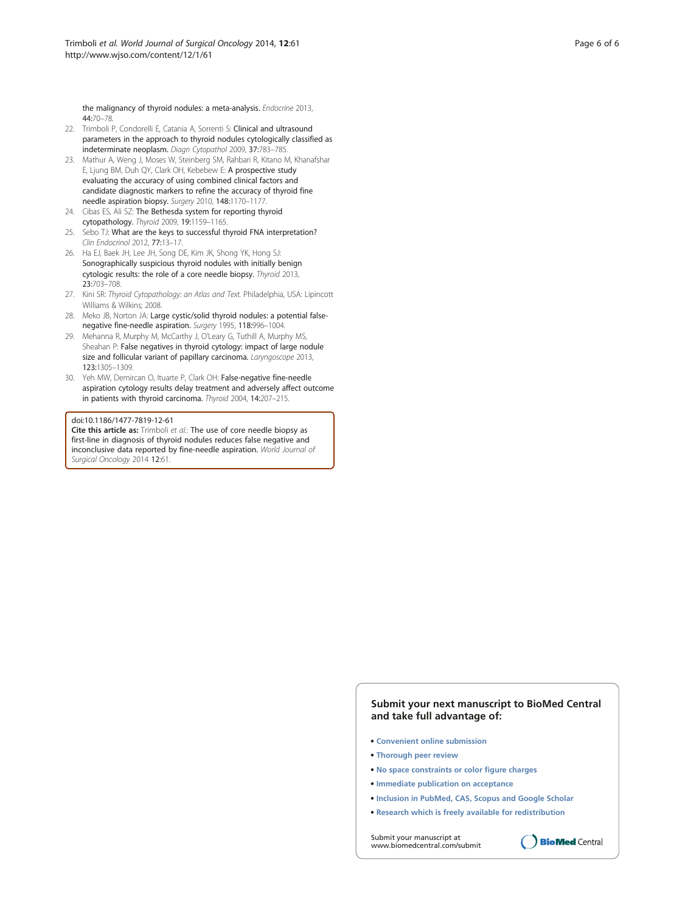the malignancy of thyroid nodules: a meta-analysis. *Endocrine* 2013, **44**:70–78.

22. Trimboli P, Condorelli E, Catania A, Sorrenti S: **Clinical and ultrasound parameters in the approach to thyroid nodules cytologically classified as indeterminate neoplasm.** *Diagn Cytopathol* 2009, **37**:783–785.
23. Mathur A, Weng J, Moses W, Steinberg SM, Rahbari R, Kitano M, Khanafshar E, Ljung BM, Duh QY, Clark OH, Kebebew E: **A prospective study evaluating the accuracy of using combined clinical factors and candidate diagnostic markers to refine the accuracy of thyroid fine needle aspiration biopsy.** *Surgery* 2010, **148**:1170–1177.
24. Cibas ES, Ali SZ: **The Bethesda system for reporting thyroid cytopathology.** *Thyroid* 2009, **19**:1159–1165.
25. Sebo TJ: **What are the keys to successful thyroid FNA interpretation?** *Clin Endocrinol* 2012, **77**:13–17.
26. Ha EJ, Baek JH, Lee JH, Song DE, Kim JK, Shong YK, Hong SJ: **Sonographically suspicious thyroid nodules with initially benign cytologic results: the role of a core needle biopsy.** *Thyroid* 2013, **23**:703–708.
27. Kini SR: *Thyroid Cytopathology: an Atlas and Text.* Philadelphia, USA: Lipincott Williams & Wilkins; 2008.
28. Meko JB, Norton JA: **Large cystic/solid thyroid nodules: a potential false-negative fine-needle aspiration.** *Surgery* 1995, **118**:996–1004.
29. Mehanna R, Murphy M, McCarthy J, O'Leary G, Tuthill A, Murphy MS, Sheahan P: **False negatives in thyroid cytology: impact of large nodule size and follicular variant of papillary carcinoma.** *Laryngoscope* 2013, **123**:1305–1309.
30. Yeh MW, Demircan O, Ituarte P, Clark OH: **False-negative fine-needle aspiration cytology results delay treatment and adversely affect outcome in patients with thyroid carcinoma.** *Thyroid* 2004, **14**:207–215.

doi:10.1186/1477-7819-12-61
**Cite this article as:** Trimboli *et al.*: The use of core needle biopsy as first-line in diagnosis of thyroid nodules reduces false negative and inconclusive data reported by fine-needle aspiration. *World Journal of Surgical Oncology* 2014 **12**:61.

**Submit your next manuscript to BioMed Central and take full advantage of:**

- **Convenient online submission**
- **Thorough peer review**
- **No space constraints or color figure charges**
- **Immediate publication on acceptance**
- **Inclusion in PubMed, CAS, Scopus and Google Scholar**
- **Research which is freely available for redistribution**

Submit your manuscript at
www.biomedcentral.com/submit

BioMed Central